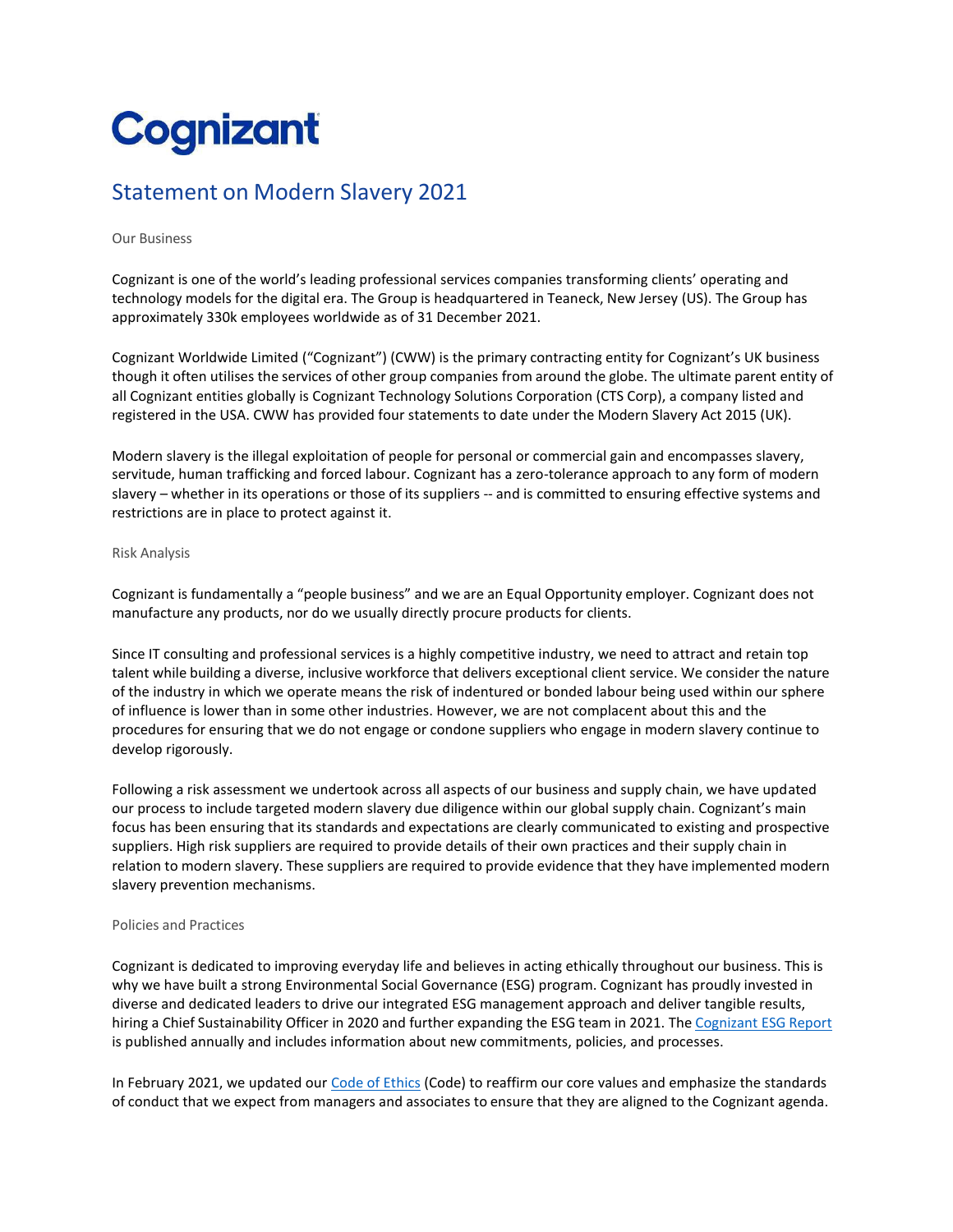# Cognizant

## Statement on Modern Slavery 2021

### Our Business

Cognizant is one of the world's leading professional services companies transforming clients' operating and technology models for the digital era. The Group is headquartered in Teaneck, New Jersey (US). The Group has approximately 330k employees worldwide as of 31 December 2021.

Cognizant Worldwide Limited ("Cognizant") (CWW) is the primary contracting entity for Cognizant's UK business though it often utilises the services of other group companies from around the globe. The ultimate parent entity of all Cognizant entities globally is Cognizant Technology Solutions Corporation (CTS Corp), a company listed and registered in the USA. CWW has provided four statements to date under the Modern Slavery Act 2015 (UK).

Modern slavery is the illegal exploitation of people for personal or commercial gain and encompasses slavery, servitude, human trafficking and forced labour. Cognizant has a zero-tolerance approach to any form of modern slavery – whether in its operations or those of its suppliers -- and is committed to ensuring effective systems and restrictions are in place to protect against it.

### Risk Analysis

Cognizant is fundamentally a "people business" and we are an Equal Opportunity employer. Cognizant does not manufacture any products, nor do we usually directly procure products for clients.

Since IT consulting and professional services is a highly competitive industry, we need to attract and retain top talent while building a diverse, inclusive workforce that delivers exceptional client service. We consider the nature of the industry in which we operate means the risk of indentured or bonded labour being used within our sphere of influence is lower than in some other industries. However, we are not complacent about this and the procedures for ensuring that we do not engage or condone suppliers who engage in modern slavery continue to develop rigorously.

Following a risk assessment we undertook across all aspects of our business and supply chain, we have updated our process to include targeted modern slavery due diligence within our global supply chain. Cognizant's main focus has been ensuring that its standards and expectations are clearly communicated to existing and prospective suppliers. High risk suppliers are required to provide details of their own practices and their supply chain in relation to modern slavery. These suppliers are required to provide evidence that they have implemented modern slavery prevention mechanisms.

### Policies and Practices

Cognizant is dedicated to improving everyday life and believes in acting ethically throughout our business. This is why we have built a strong Environmental Social Governance (ESG) program. Cognizant has proudly invested in diverse and dedicated leaders to drive our integrated ESG management approach and deliver tangible results, hiring a Chief Sustainability Officer in 2020 and further expanding the ESG team in 2021. The Cognizant ESG Report is published annually and includes information about new commitments, policies, and processes.

In February 2021, we updated our Code of Ethics (Code) to reaffirm our core values and emphasize the standards of conduct that we expect from managers and associates to ensure that they are aligned to the Cognizant agenda.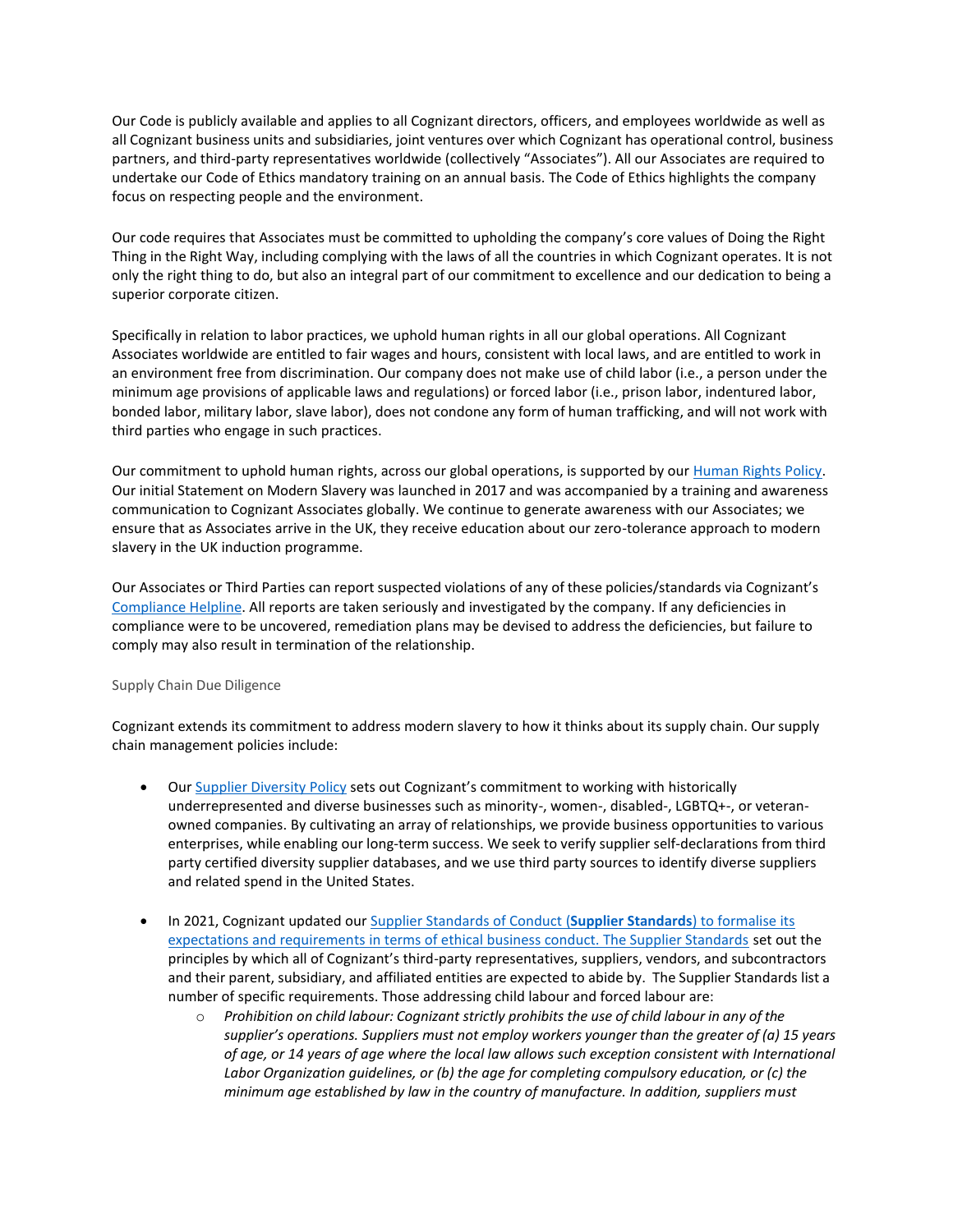Our Code is publicly available and applies to all Cognizant directors, officers, and employees worldwide as well as all Cognizant business units and subsidiaries, joint ventures over which Cognizant has operational control, business partners, and third-party representatives worldwide (collectively "Associates"). All our Associates are required to undertake our Code of Ethics mandatory training on an annual basis. The Code of Ethics highlights the company focus on respecting people and the environment.

Our code requires that Associates must be committed to upholding the company's core values of Doing the Right Thing in the Right Way, including complying with the laws of all the countries in which Cognizant operates. It is not only the right thing to do, but also an integral part of our commitment to excellence and our dedication to being a superior corporate citizen.

Specifically in relation to labor practices, we uphold human rights in all our global operations. All Cognizant Associates worldwide are entitled to fair wages and hours, consistent with local laws, and are entitled to work in an environment free from discrimination. Our company does not make use of child labor (i.e., a person under the minimum age provisions of applicable laws and regulations) or forced labor (i.e., prison labor, indentured labor, bonded labor, military labor, slave labor), does not condone any form of human trafficking, and will not work with third parties who engage in such practices.

Our commitment to uphold human rights, across our global operations, is supported by our [Human Rights Policy](). Our initial Statement on Modern Slavery was launched in 2017 and was accompanied by a training and awareness communication to Cognizant Associates globally. We continue to generate awareness with our Associates; we ensure that as Associates arrive in the UK, they receive education about our zero-tolerance approach to modern slavery in the UK induction programme.

Our Associates or Third Parties can report suspected violations of any of these policies/standards via Cognizant's [Compliance Helpline](). All reports are taken seriously and investigated by the company. If any deficiencies in compliance were to be uncovered, remediation plans may be devised to address the deficiencies, but failure to comply may also result in termination of the relationship.

### Supply Chain Due Diligence

Cognizant extends its commitment to address modern slavery to how it thinks about its supply chain. Our supply chain management policies include:

- Our [Supplier Diversity Policy]() sets out Cognizant's commitment to working with historically underrepresented and diverse businesses such as minority-, women-, disabled-, LGBTQ+-, or veteran-owned companies. By cultivating an array of relationships, we provide business opportunities to various enterprises, while enabling our long-term success. We seek to verify supplier self-declarations from third party certified diversity supplier databases, and we use third party sources to identify diverse suppliers and related spend in the United States.

- In 2021, Cognizant updated our [Supplier Standards of Conduct (**Supplier Standards**) to formalise its expectations and requirements in terms of ethical business conduct. The Supplier Standards]() set out the principles by which all of Cognizant's third-party representatives, suppliers, vendors, and subcontractors and their parent, subsidiary, and affiliated entities are expected to abide by. The Supplier Standards list a number of specific requirements. Those addressing child labour and forced labour are:
  - *Prohibition on child labour: Cognizant strictly prohibits the use of child labour in any of the supplier's operations. Suppliers must not employ workers younger than the greater of (a) 15 years of age, or 14 years of age where the local law allows such exception consistent with International Labor Organization guidelines, or (b) the age for completing compulsory education, or (c) the minimum age established by law in the country of manufacture. In addition, suppliers must*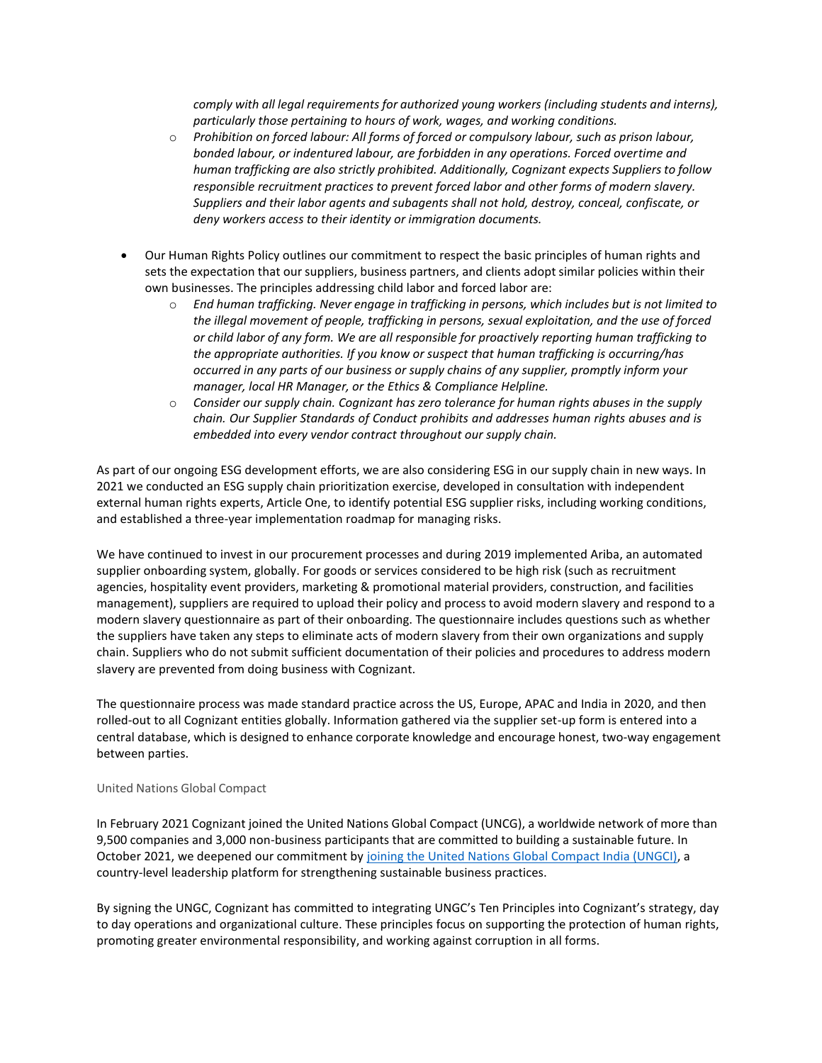comply with all legal requirements for authorized young workers (including students and interns), particularly those pertaining to hours of work, wages, and working conditions.*

  - *Prohibition on forced labour: All forms of forced or compulsory labour, such as prison labour, bonded labour, or indentured labour, are forbidden in any operations. Forced overtime and human trafficking are also strictly prohibited. Additionally, Cognizant expects Suppliers to follow responsible recruitment practices to prevent forced labor and other forms of modern slavery. Suppliers and their labor agents and subagents shall not hold, destroy, conceal, confiscate, or deny workers access to their identity or immigration documents.*

- Our Human Rights Policy outlines our commitment to respect the basic principles of human rights and sets the expectation that our suppliers, business partners, and clients adopt similar policies within their own businesses. The principles addressing child labor and forced labor are:
  - *End human trafficking. Never engage in trafficking in persons, which includes but is not limited to the illegal movement of people, trafficking in persons, sexual exploitation, and the use of forced or child labor of any form. We are all responsible for proactively reporting human trafficking to the appropriate authorities. If you know or suspect that human trafficking is occurring/has occurred in any parts of our business or supply chains of any supplier, promptly inform your manager, local HR Manager, or the Ethics & Compliance Helpline.*
  - *Consider our supply chain. Cognizant has zero tolerance for human rights abuses in the supply chain. Our Supplier Standards of Conduct prohibits and addresses human rights abuses and is embedded into every vendor contract throughout our supply chain.*

As part of our ongoing ESG development efforts, we are also considering ESG in our supply chain in new ways. In 2021 we conducted an ESG supply chain prioritization exercise, developed in consultation with independent external human rights experts, Article One, to identify potential ESG supplier risks, including working conditions, and established a three-year implementation roadmap for managing risks.

We have continued to invest in our procurement processes and during 2019 implemented Ariba, an automated supplier onboarding system, globally. For goods or services considered to be high risk (such as recruitment agencies, hospitality event providers, marketing & promotional material providers, construction, and facilities management), suppliers are required to upload their policy and process to avoid modern slavery and respond to a modern slavery questionnaire as part of their onboarding. The questionnaire includes questions such as whether the suppliers have taken any steps to eliminate acts of modern slavery from their own organizations and supply chain. Suppliers who do not submit sufficient documentation of their policies and procedures to address modern slavery are prevented from doing business with Cognizant.

The questionnaire process was made standard practice across the US, Europe, APAC and India in 2020, and then rolled-out to all Cognizant entities globally. Information gathered via the supplier set-up form is entered into a central database, which is designed to enhance corporate knowledge and encourage honest, two-way engagement between parties.

### United Nations Global Compact

In February 2021 Cognizant joined the United Nations Global Compact (UNCG), a worldwide network of more than 9,500 companies and 3,000 non-business participants that are committed to building a sustainable future. In October 2021, we deepened our commitment by joining the United Nations Global Compact India (UNGCI), a country-level leadership platform for strengthening sustainable business practices.

By signing the UNGC, Cognizant has committed to integrating UNGC's Ten Principles into Cognizant's strategy, day to day operations and organizational culture. These principles focus on supporting the protection of human rights, promoting greater environmental responsibility, and working against corruption in all forms.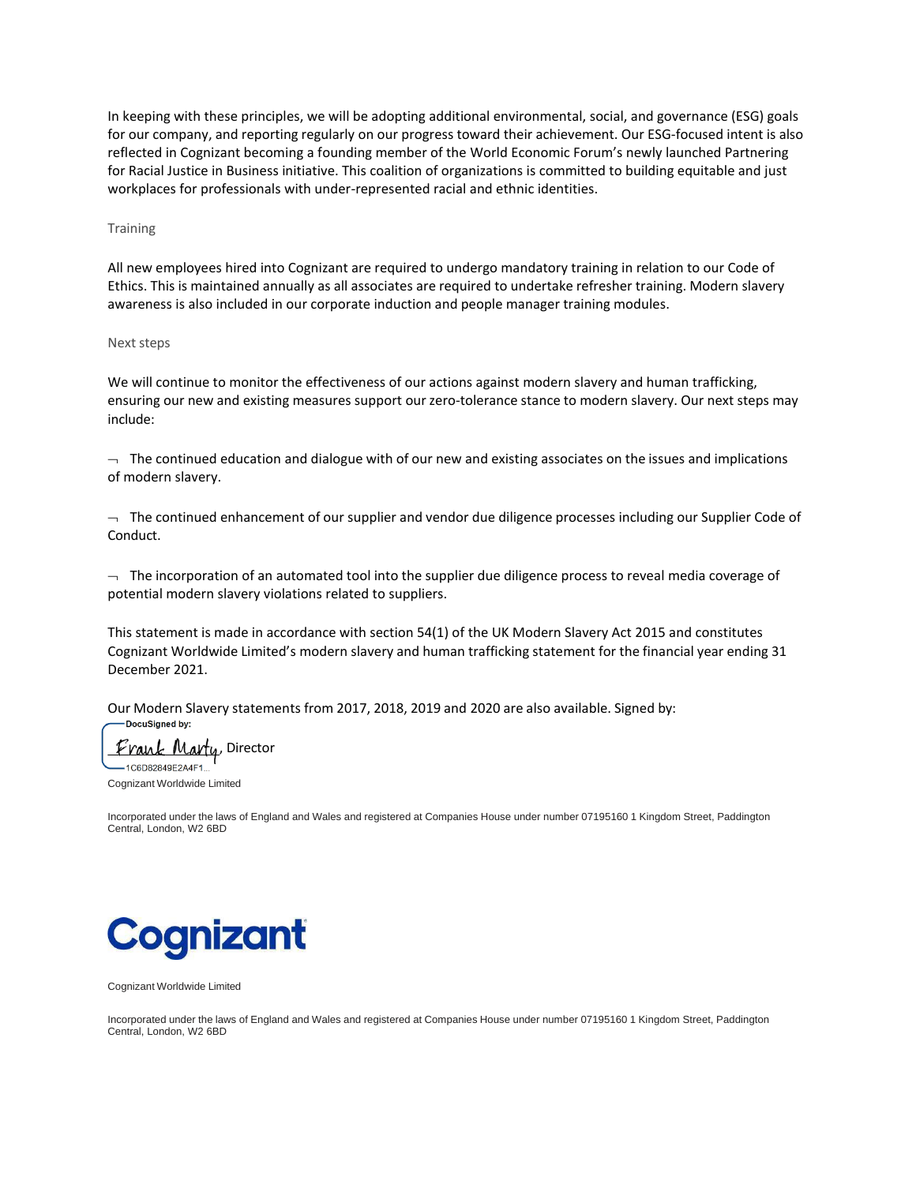In keeping with these principles, we will be adopting additional environmental, social, and governance (ESG) goals for our company, and reporting regularly on our progress toward their achievement. Our ESG-focused intent is also reflected in Cognizant becoming a founding member of the World Economic Forum's newly launched Partnering for Racial Justice in Business initiative. This coalition of organizations is committed to building equitable and just workplaces for professionals with under-represented racial and ethnic identities.

## Training

All new employees hired into Cognizant are required to undergo mandatory training in relation to our Code of Ethics. This is maintained annually as all associates are required to undertake refresher training. Modern slavery awareness is also included in our corporate induction and people manager training modules.

## Next steps

We will continue to monitor the effectiveness of our actions against modern slavery and human trafficking, ensuring our new and existing measures support our zero-tolerance stance to modern slavery. Our next steps may include:

- The continued education and dialogue with of our new and existing associates on the issues and implications of modern slavery.

- The continued enhancement of our supplier and vendor due diligence processes including our Supplier Code of Conduct.

- The incorporation of an automated tool into the supplier due diligence process to reveal media coverage of potential modern slavery violations related to suppliers.

This statement is made in accordance with section 54(1) of the UK Modern Slavery Act 2015 and constitutes Cognizant Worldwide Limited's modern slavery and human trafficking statement for the financial year ending 31 December 2021.

Our Modern Slavery statements from 2017, 2018, 2019 and 2020 are also available. Signed by:

DocuSigned by:

Frank Marty, Director

1C6D82849E2A4F1...

Cognizant Worldwide Limited

Incorporated under the laws of England and Wales and registered at Companies House under number 07195160 1 Kingdom Street, Paddington Central, London, W2 6BD

Cognizant

Cognizant Worldwide Limited

Incorporated under the laws of England and Wales and registered at Companies House under number 07195160 1 Kingdom Street, Paddington Central, London, W2 6BD